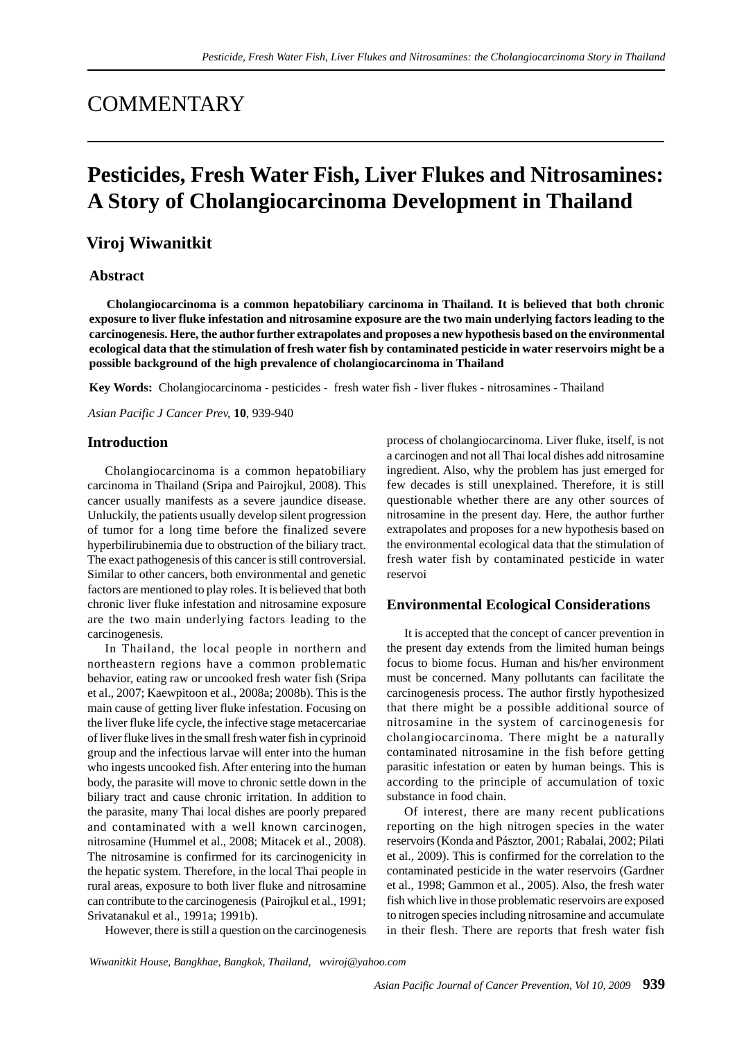# COMMENTARY

# Pesticides, Fresh Water Fish, Liver Flukes and Nitrosamines: A Story of Cholangiocarcinoma Development in Thailand

## Viroj Wiwanitkit

### Abstract

**Cholangiocarcinoma is a common hepatobiliary carcinoma in Thailand. It is believed that both chronic exposure to liver fluke infestation and nitrosamine exposure are the two main underlying factors leading to the carcinogenesis. Here, the author further extrapolates and proposes a new hypothesis based on the environmental ecological data that the stimulation of fresh water fish by contaminated pesticide in water reservoirs might be a possible background of the high prevalence of cholangiocarcinoma in Thailand**

**Key Words:** Cholangiocarcinoma - pesticides - fresh water fish - liver flukes - nitrosamines - Thailand

*Asian Pacific J Cancer Prev,* **10**, 939-940

### Introduction

Cholangiocarcinoma is a common hepatobiliary carcinoma in Thailand (Sripa and Pairojkul, 2008). This cancer usually manifests as a severe jaundice disease. Unluckily, the patients usually develop silent progression of tumor for a long time before the finalized severe hyperbilirubinemia due to obstruction of the biliary tract. The exact pathogenesis of this cancer is still controversial. Similar to other cancers, both environmental and genetic factors are mentioned to play roles. It is believed that both chronic liver fluke infestation and nitrosamine exposure are the two main underlying factors leading to the carcinogenesis.

In Thailand, the local people in northern and northeastern regions have a common problematic behavior, eating raw or uncooked fresh water fish (Sripa et al., 2007; Kaewpitoon et al., 2008a; 2008b). This is the main cause of getting liver fluke infestation. Focusing on the liver fluke life cycle, the infective stage metacercariae of liver fluke lives in the small fresh water fish in cyprinoid group and the infectious larvae will enter into the human who ingests uncooked fish. After entering into the human body, the parasite will move to chronic settle down in the biliary tract and cause chronic irritation. In addition to the parasite, many Thai local dishes are poorly prepared and contaminated with a well known carcinogen, nitrosamine (Hummel et al., 2008; Mitacek et al., 2008). The nitrosamine is confirmed for its carcinogenicity in the hepatic system. Therefore, in the local Thai people in rural areas, exposure to both liver fluke and nitrosamine can contribute to the carcinogenesis (Pairojkul et al., 1991; Srivatanakul et al., 1991a; 1991b).

However, there is still a question on the carcinogenesis process of cholangiocarcinoma. Liver fluke, itself, is not a carcinogen and not all Thai local dishes add nitrosamine ingredient. Also, why the problem has just emerged for few decades is still unexplained. Therefore, it is still questionable whether there are any other sources of nitrosamine in the present day. Here, the author further extrapolates and proposes for a new hypothesis based on the environmental ecological data that the stimulation of fresh water fish by contaminated pesticide in water reservoi

### Environmental Ecological Considerations

It is accepted that the concept of cancer prevention in the present day extends from the limited human beings focus to biome focus. Human and his/her environment must be concerned. Many pollutants can facilitate the carcinogenesis process. The author firstly hypothesized that there might be a possible additional source of nitrosamine in the system of carcinogenesis for cholangiocarcinoma. There might be a naturally contaminated nitrosamine in the fish before getting parasitic infestation or eaten by human beings. This is according to the principle of accumulation of toxic substance in food chain.

Of interest, there are many recent publications reporting on the high nitrogen species in the water reservoirs (Konda and Pásztor, 2001; Rabalai, 2002; Pilati et al., 2009). This is confirmed for the correlation to the contaminated pesticide in the water reservoirs (Gardner et al., 1998; Gammon et al., 2005). Also, the fresh water fish which live in those problematic reservoirs are exposed to nitrogen species including nitrosamine and accumulate in their flesh. There are reports that fresh water fish

*Wiwanitkit House, Bangkhae, Bangkok, Thailand, wviroj@yahoo.com*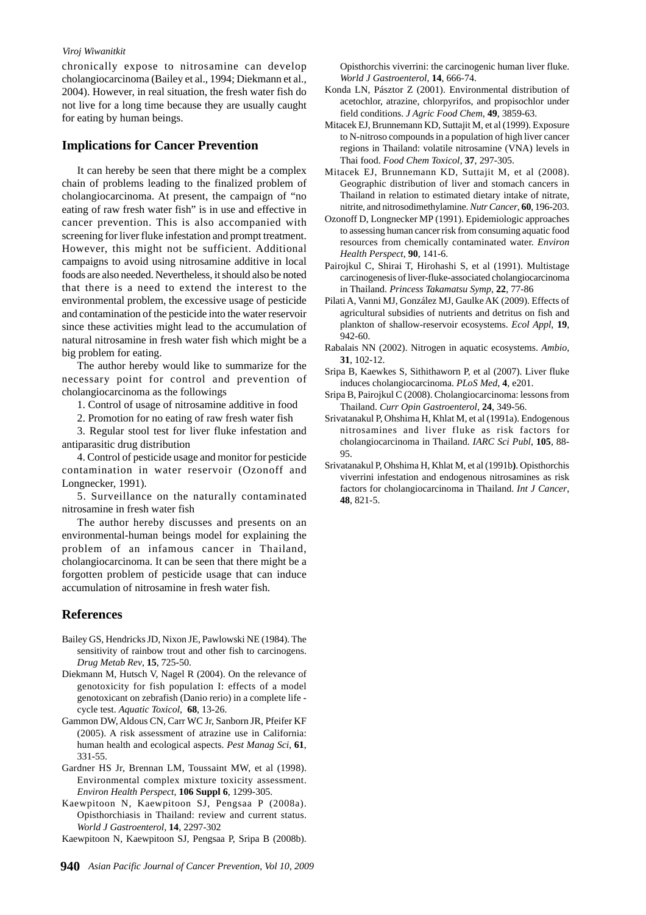chronically expose to nitrosamine can develop cholangiocarcinoma (Bailey et al., 1994; Diekmann et al., 2004). However, in real situation, the fresh water fish do not live for a long time because they are usually caught for eating by human beings.

## Implications for Cancer Prevention

It can hereby be seen that there might be a complex chain of problems leading to the finalized problem of cholangiocarcinoma. At present, the campaign of "no eating of raw fresh water fish" is in use and effective in cancer prevention. This is also accompanied with screening for liver fluke infestation and prompt treatment. However, this might not be sufficient. Additional campaigns to avoid using nitrosamine additive in local foods are also needed. Nevertheless, it should also be noted that there is a need to extend the interest to the environmental problem, the excessive usage of pesticide and contamination of the pesticide into the water reservoir since these activities might lead to the accumulation of natural nitrosamine in fresh water fish which might be a big problem for eating.

The author hereby would like to summarize for the necessary point for control and prevention of cholangiocarcinoma as the followings

1. Control of usage of nitrosamine additive in food
2. Promotion for no eating of raw fresh water fish
3. Regular stool test for liver fluke infestation and antiparasitic drug distribution
4. Control of pesticide usage and monitor for pesticide contamination in water reservoir (Ozonoff and Longnecker, 1991).
5. Surveillance on the naturally contaminated nitrosamine in fresh water fish

The author hereby discusses and presents on an environmental-human beings model for explaining the problem of an infamous cancer in Thailand, cholangiocarcinoma. It can be seen that there might be a forgotten problem of pesticide usage that can induce accumulation of nitrosamine in fresh water fish.

## References

Bailey GS, Hendricks JD, Nixon JE, Pawlowski NE (1984). The sensitivity of rainbow trout and other fish to carcinogens. *Drug Metab Rev*, **15**, 725-50.

Diekmann M, Hutsch V, Nagel R (2004). On the relevance of genotoxicity for fish population I: effects of a model genotoxicant on zebrafish (Danio rerio) in a complete life - cycle test. *Aquatic Toxicol*, **68**, 13-26.

Gammon DW, Aldous CN, Carr WC Jr, Sanborn JR, Pfeifer KF (2005). A risk assessment of atrazine use in California: human health and ecological aspects. *Pest Manag Sci*, **61**, 331-55.

Gardner HS Jr, Brennan LM, Toussaint MW, et al (1998). Environmental complex mixture toxicity assessment. *Environ Health Perspect*, **106 Suppl 6**, 1299-305.

Kaewpitoon N, Kaewpitoon SJ, Pengsaa P (2008a). Opisthorchiasis in Thailand: review and current status. *World J Gastroenterol*, **14**, 2297-302

Kaewpitoon N, Kaewpitoon SJ, Pengsaa P, Sripa B (2008b). Opisthorchis viverrini: the carcinogenic human liver fluke. *World J Gastroenterol*, **14**, 666-74.

Konda LN, Pásztor Z (2001). Environmental distribution of acetochlor, atrazine, chlorpyrifos, and propisochlor under field conditions. *J Agric Food Chem*, **49**, 3859-63.

Mitacek EJ, Brunnemann KD, Suttajit M, et al (1999). Exposure to N-nitroso compounds in a population of high liver cancer regions in Thailand: volatile nitrosamine (VNA) levels in Thai food. *Food Chem Toxicol*, **37**, 297-305.

Mitacek EJ, Brunnemann KD, Suttajit M, et al (2008). Geographic distribution of liver and stomach cancers in Thailand in relation to estimated dietary intake of nitrate, nitrite, and nitrosodimethylamine. *Nutr Cancer*, **60**, 196-203.

Ozonoff D, Longnecker MP (1991). Epidemiologic approaches to assessing human cancer risk from consuming aquatic food resources from chemically contaminated water. *Environ Health Perspect*, **90**, 141-6.

Pairojkul C, Shirai T, Hirohashi S, et al (1991). Multistage carcinogenesis of liver-fluke-associated cholangiocarcinoma in Thailand. *Princess Takamatsu Symp*, **22**, 77-86

Pilati A, Vanni MJ, González MJ, Gaulke AK (2009). Effects of agricultural subsidies of nutrients and detritus on fish and plankton of shallow-reservoir ecosystems. *Ecol Appl*, **19**, 942-60.

Rabalais NN (2002). Nitrogen in aquatic ecosystems. *Ambio*, **31**, 102-12.

Sripa B, Kaewkes S, Sithithaworn P, et al (2007). Liver fluke induces cholangiocarcinoma. *PLoS Med*, **4**, e201.

Sripa B, Pairojkul C (2008). Cholangiocarcinoma: lessons from Thailand. *Curr Opin Gastroenterol*, **24**, 349-56.

Srivatanakul P, Ohshima H, Khlat M, et al (1991a). Endogenous nitrosamines and liver fluke as risk factors for cholangiocarcinoma in Thailand. *IARC Sci Publ*, **105**, 88-95.

Srivatanakul P, Ohshima H, Khlat M, et al (1991b). Opisthorchis viverrini infestation and endogenous nitrosamines as risk factors for cholangiocarcinoma in Thailand. *Int J Cancer*, **48**, 821-5.